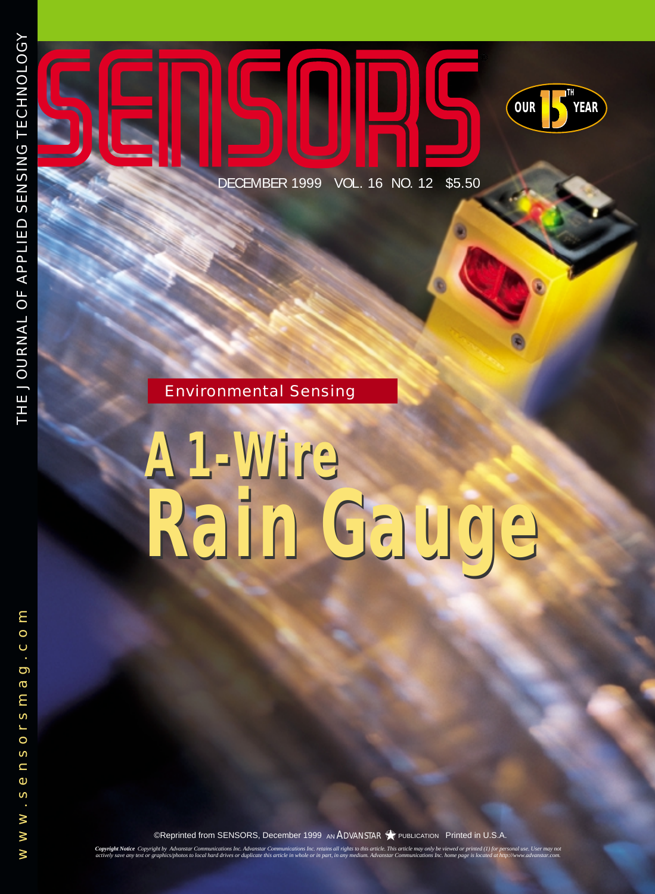THE JOURNAL OF APPLIED SENSING TECHNOLOGY

# SENSORS

OUR 15TH YEAR

DECEMBER 1999 VOL. 16 NO. 12 $5.50

Environmental Sensing

# A 1-Wire Rain Gauge

www.sensorsmag.com

©Reprinted from SENSORS, December 1999 AN ADVANSTAR PUBLICATION Printed in U.S.A.

*Copyright Notice Copyright by Advanstar Communications Inc. Advanstar Communications Inc. retains all rights to this article. This article may only be viewed or printed (1) for personal use. User may not actively save any text or graphics/photos to local hard drives or duplicate this article in whole or in part, in any medium. Advanstar Communications Inc. home page is located at http://www.advanstar.com.*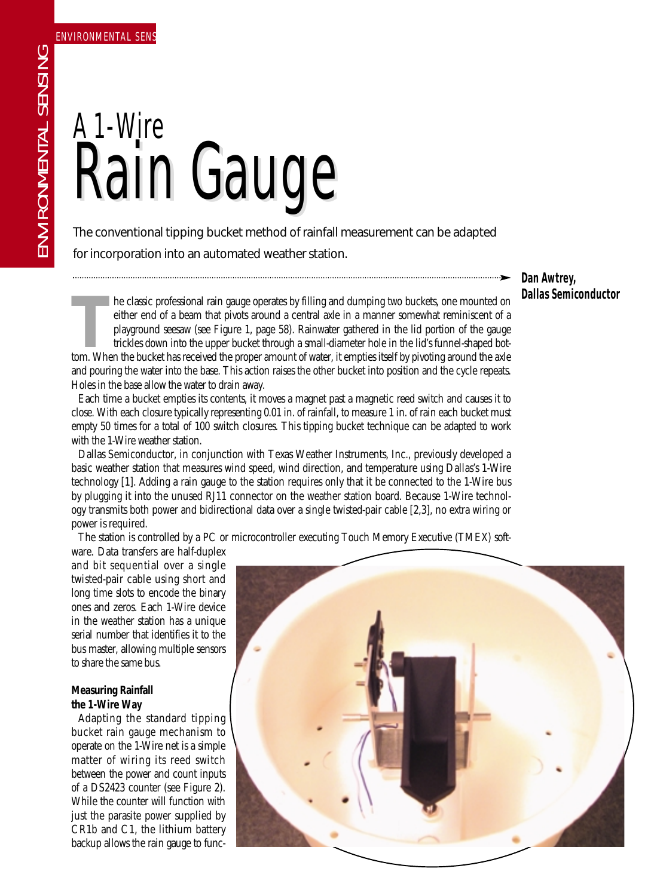# A 1-Wire Rain Gauge

The conventional tipping bucket method of rainfall measurement can be adapted for incorporation into an automated weather station.

**Dan Awtrey, Dallas Semiconductor**

The classic professional rain gauge operates by filling and dumping two buckets, one mounted on either end of a beam that pivots around a central axle in a manner somewhat reminiscent of a playground seesaw (see Figure 1, page 58). Rainwater gathered in the lid portion of the gauge trickles down into the upper bucket through a small-diameter hole in the lid's funnel-shaped bottom. When the bucket has received the proper amount of water, it empties itself by pivoting around the axle and pouring the water into the base. This action raises the other bucket into position and the cycle repeats. Holes in the base allow the water to drain away.

Each time a bucket empties its contents, it moves a magnet past a magnetic reed switch and causes it to close. With each closure typically representing 0.01 in. of rainfall, to measure 1 in. of rain each bucket must empty 50 times for a total of 100 switch closures. This tipping bucket technique can be adapted to work with the 1-Wire weather station.

Dallas Semiconductor, in conjunction with Texas Weather Instruments, Inc., previously developed a basic weather station that measures wind speed, wind direction, and temperature using Dallas's 1-Wire technology [1]. Adding a rain gauge to the station requires only that it be connected to the 1-Wire bus by plugging it into the unused RJ11 connector on the weather station board. Because 1-Wire technology transmits both power and bidirectional data over a single twisted-pair cable [2,3], no extra wiring or power is required.

The station is controlled by a PC or microcontroller executing Touch Memory Executive (TMEX) software. Data transfers are half-duplex and bit sequential over a single twisted-pair cable using short and long time slots to encode the binary ones and zeros. Each 1-Wire device in the weather station has a unique serial number that identifies it to the bus master, allowing multiple sensors to share the same bus.

## Measuring Rainfall the 1-Wire Way

Adapting the standard tipping bucket rain gauge mechanism to operate on the 1-Wire net is a simple matter of wiring its reed switch between the power and count inputs of a DS2423 counter (see Figure 2). While the counter will function with just the parasite power supplied by CR1b and C1, the lithium battery backup allows the rain gauge to func-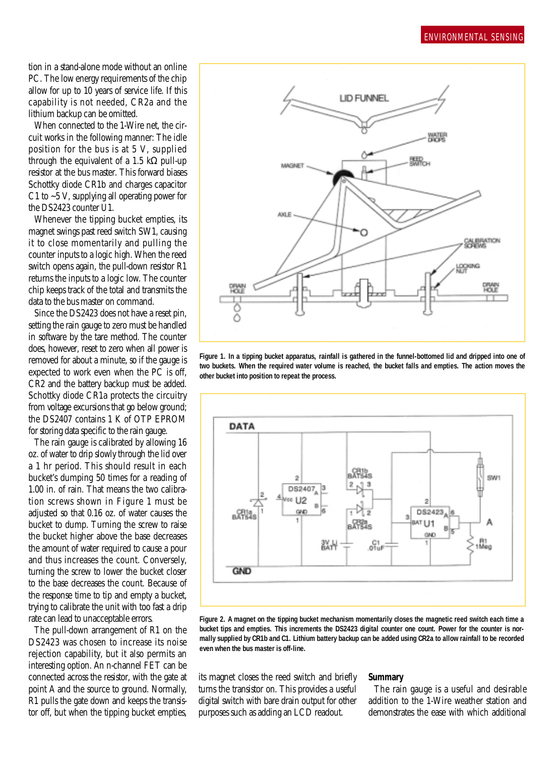tion in a stand-alone mode without an online PC. The low energy requirements of the chip allow for up to 10 years of service life. If this capability is not needed, CR2a and the lithium backup can be omitted.

When connected to the 1-Wire net, the circuit works in the following manner: The idle position for the bus is at 5 V, supplied through the equivalent of a 1.5 kΩ pull-up resistor at the bus master. This forward biases Schottky diode CR1b and charges capacitor C1 to ~5 V, supplying all operating power for the DS2423 counter U1.

Whenever the tipping bucket empties, its magnet swings past reed switch SW1, causing it to close momentarily and pulling the counter inputs to a logic high. When the reed switch opens again, the pull-down resistor R1 returns the inputs to a logic low. The counter chip keeps track of the total and transmits the data to the bus master on command.

Since the DS2423 does not have a reset pin, setting the rain gauge to zero must be handled in software by the tare method. The counter does, however, reset to zero when all power is removed for about a minute, so if the gauge is expected to work even when the PC is off, CR2 and the battery backup must be added. Schottky diode CR1a protects the circuitry from voltage excursions that go below ground; the DS2407 contains 1 K of OTP EPROM for storing data specific to the rain gauge.

The rain gauge is calibrated by allowing 16 oz. of water to drip slowly through the lid over a 1 hr period. This should result in each bucket's dumping 50 times for a reading of 1.00 in. of rain. That means the two calibration screws shown in Figure 1 must be adjusted so that 0.16 oz. of water causes the bucket to dump. Turning the screw to raise the bucket higher above the base decreases the amount of water required to cause a pour and thus increases the count. Conversely, turning the screw to lower the bucket closer to the base decreases the count. Because of the response time to tip and empty a bucket, trying to calibrate the unit with too fast a drip rate can lead to unacceptable errors.

The pull-down arrangement of R1 on the DS2423 was chosen to increase its noise rejection capability, but it also permits an interesting option. An n-channel FET can be connected across the resistor, with the gate at point A and the source to ground. Normally, R1 pulls the gate down and keeps the transistor off, but when the tipping bucket empties, its magnet closes the reed switch and briefly turns the transistor on. This provides a useful digital switch with bare drain output for other purposes such as adding an LCD readout.

**Figure 1. In a tipping bucket apparatus, rainfall is gathered in the funnel-bottomed lid and dripped into one of two buckets. When the required water volume is reached, the bucket falls and empties. The action moves the other bucket into position to repeat the process.**

**Figure 2. A magnet on the tipping bucket mechanism momentarily closes the magnetic reed switch each time a bucket tips and empties. This increments the DS2423 digital counter one count. Power for the counter is normally supplied by CR1b and C1. Lithium battery backup can be added using CR2a to allow rainfall to be recorded even when the bus master is off-line.**

## Summary

The rain gauge is a useful and desirable addition to the 1-Wire weather station and demonstrates the ease with which additional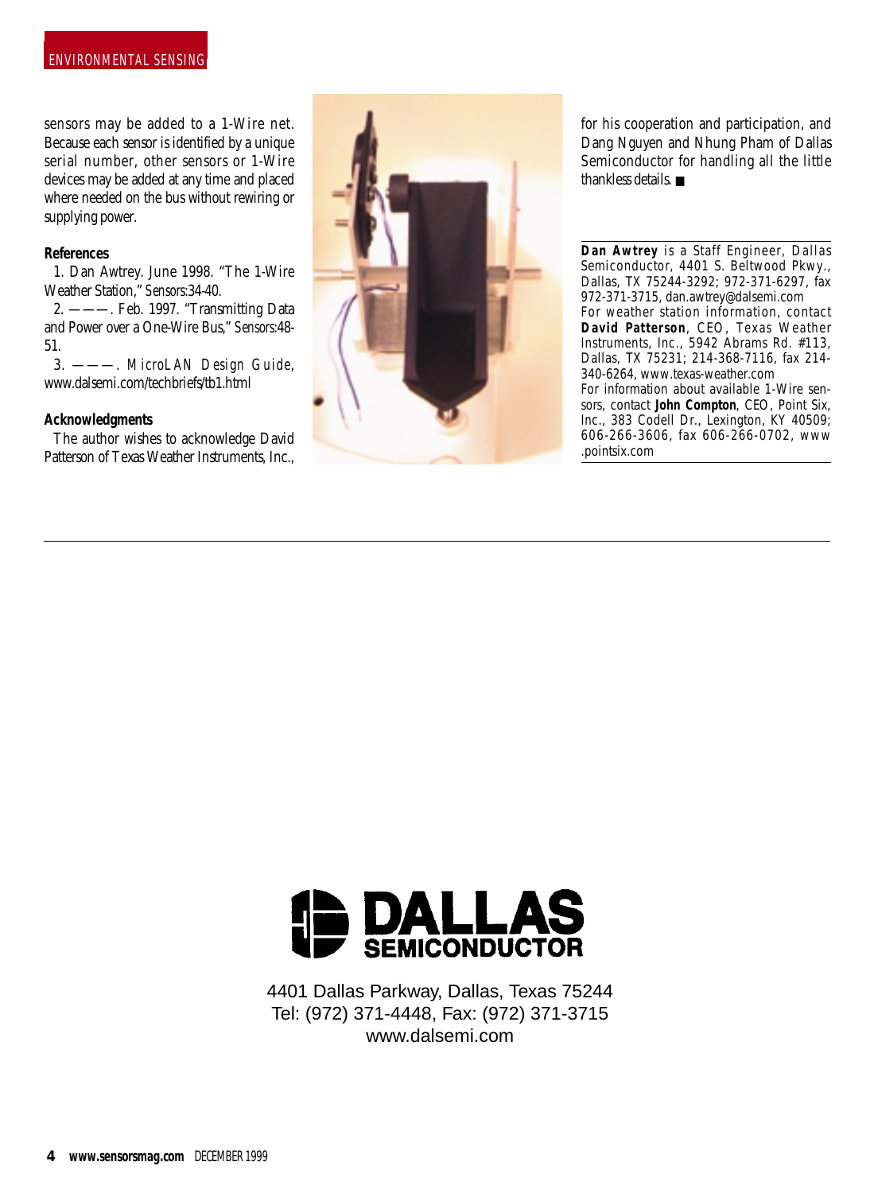sensors may be added to a 1-Wire net. Because each sensor is identified by a unique serial number, other sensors or 1-Wire devices may be added at any time and placed where needed on the bus without rewiring or supplying power.

**References**

1. Dan Awtrey. June 1998. "The 1-Wire Weather Station," *Sensors*:34-40.
2. ———. Feb. 1997. "Transmitting Data and Power over a One-Wire Bus," *Sensors*:48-51.
3. ———. *MicroLAN Design Guide*, www.dalsemi.com/techbriefs/tb1.html

**Acknowledgments**

The author wishes to acknowledge David Patterson of Texas Weather Instruments, Inc., for his cooperation and participation, and Dang Nguyen and Nhung Pham of Dallas Semiconductor for handling all the little thankless details. ■

---

**Dan Awtrey** is a Staff Engineer, Dallas Semiconductor, 4401 S. Beltwood Pkwy., Dallas, TX 75244-3292; 972-371-6297, fax 972-371-3715, dan.awtrey@dalsemi.com
For weather station information, contact **David Patterson**, CEO, Texas Weather Instruments, Inc., 5942 Abrams Rd. #113, Dallas, TX 75231; 214-368-7116, fax 214-340-6264, www.texas-weather.com
For information about available 1-Wire sensors, contact **John Compton**, CEO, Point Six, Inc., 383 Codell Dr., Lexington, KY 40509; 606-266-3606, fax 606-266-0702, www.pointsix.com

---

DALLAS SEMICONDUCTOR

4401 Dallas Parkway, Dallas, Texas 75244
Tel: (972) 371-4448, Fax: (972) 371-3715
www.dalsemi.com